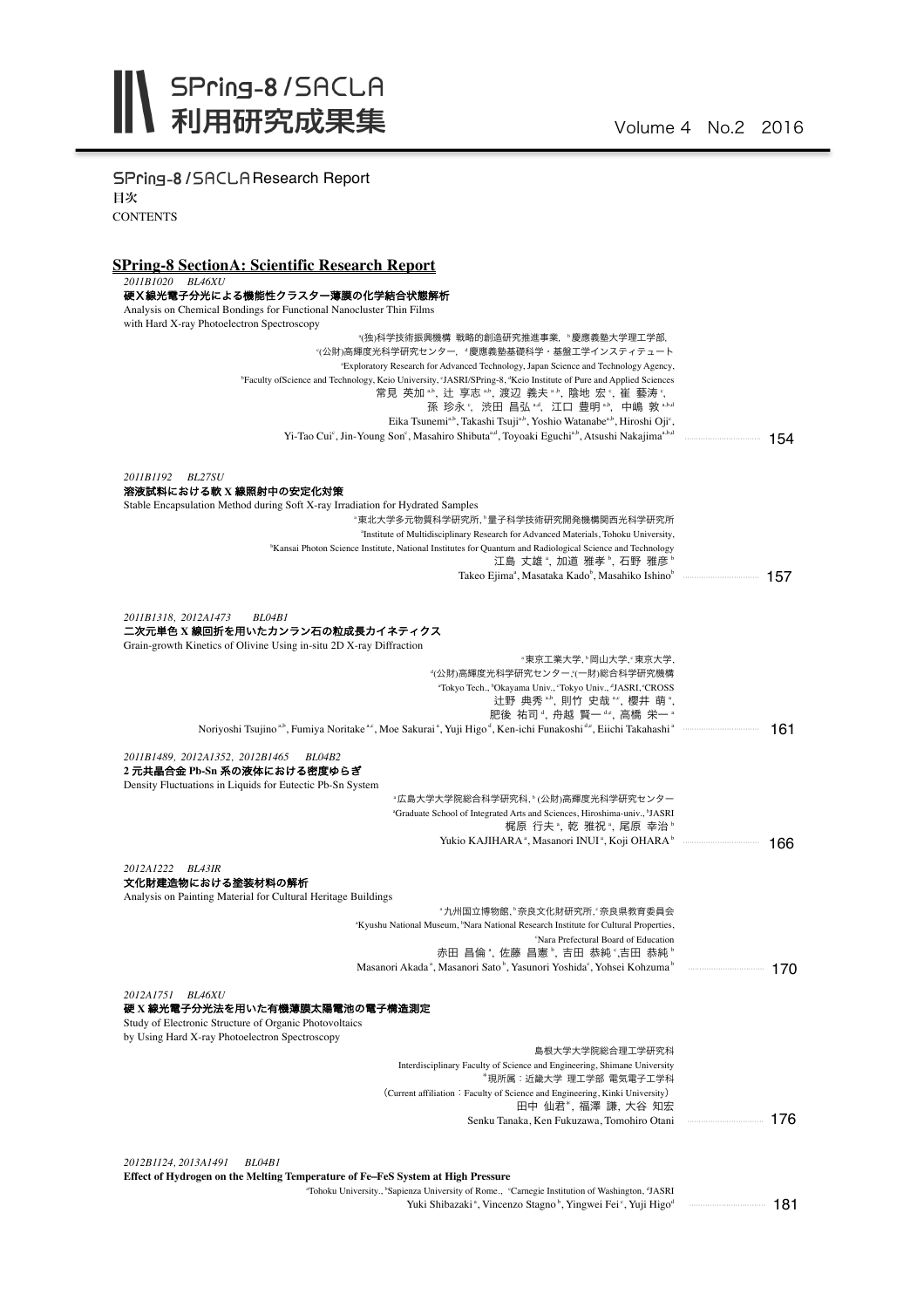# SPring-8 / SACLA 利用研究成果集

Volume 4 No.2 2016

SPring-8 / SACLA Research Report

目次

CONTENTS

## SPring-8 SectionA: Scientific Research Report

*2011B1020 BL46XU*

**硬X線光電子分光による機能性クラスター薄膜の化学結合状態解析**

Analysis on Chemical Bondings for Functional Nanocluster Thin Films with Hard X-ray Photoelectron Spectroscopy

[a](独)科学技術振興機構 戦略的創造研究推進事業, [b]慶應義塾大学理工学部, [c](公財)高輝度光科学研究センター, [d]慶應義塾基礎科学・基盤工学インスティテュート

[a]Exploratory Research for Advanced Technology, Japan Science and Technology Agency, [b]Faculty ofScience and Technology, Keio University, [c]JASRI/SPring-8, [d]Keio Institute of Pure and Applied Sciences

常見 英加[a,b], 辻 享志[a,b], 渡辺 義夫[a,b], 陰地 宏[c], 崔 藝涛[c], 孫 珍永[c], 渋田 昌弘[a,d], 江口 豊明[a,b], 中嶋 敦[a,b,d]

Eika Tsunemi[a,b], Takashi Tsuji[a,b], Yoshio Watanabe[a,b], Hiroshi Oji[c], Yi-Tao Cui[c], Jin-Young Son[c], Masahiro Shibuta[a,d], Toyoaki Eguchi[a,b], Atsushi Nakajima[a,b,d] ..... 154

*2011B1192 BL27SU*

**溶液試料における軟 X 線照射中の安定化対策**

Stable Encapsulation Method during Soft X-ray Irradiation for Hydrated Samples

[a]東北大学多元物質科学研究所, [b]量子科学技術研究開発機構関西光科学研究所

[a]Institute of Multidisciplinary Research for Advanced Materials, Tohoku University, [b]Kansai Photon Science Institute, National Institutes for Quantum and Radiological Science and Technology

江島 丈雄[a], 加道 雅孝[b], 石野 雅彦[b]

Takeo Ejima[a], Masataka Kado[b], Masahiko Ishino[b] ..... 157

*2011B1318, 2012A1473 BL04B1*

**二次元単色 X 線回折を用いたカンラン石の粒成長カイネティクス**

Grain-growth Kinetics of Olivine Using in-situ 2D X-ray Diffraction

[a]東京工業大学, [b]岡山大学, [c]東京大学, [d](公財)高輝度光科学研究センター, [e](一財)総合科学研究機構

[a]Tokyo Tech., [b]Okayama Univ., [c]Tokyo Univ., [d]JASRI, [e]CROSS

辻野 典秀[a,b], 則竹 史哉[a,c], 櫻井 萌[a], 肥後 祐司[d], 舟越 賢一[d,e], 高橋 栄一[a]

Noriyoshi Tsujino[a,b], Fumiya Noritake[a,c], Moe Sakurai[a], Yuji Higo[d], Ken-ichi Funakoshi[d,e], Eiichi Takahashi[a] ..... 161

*2011B1489, 2012A1352, 2012B1465 BL04B2*

**2 元共晶合金 Pb-Sn 系の液体における密度ゆらぎ**

Density Fluctuations in Liquids for Eutectic Pb-Sn System

[a]広島大学大学院総合科学研究科, [b](公財)高輝度光科学研究センター

[a]Graduate School of Integrated Arts and Sciences, Hiroshima-univ., [b]JASRI

梶原 行夫[a], 乾 雅祝[a], 尾原 幸治[b]

Yukio KAJIHARA[a], Masanori INUI[a], Koji OHARA[b] ..... 166

*2012A1222 BL43IR*

**文化財建造物における塗装材料の解析**

Analysis on Painting Material for Cultural Heritage Buildings

[a]九州国立博物館, [b]奈良文化財研究所, [c]奈良県教育委員会

[a]Kyushu National Museum, [b]Nara National Research Institute for Cultural Properties, [c]Nara Prefectural Board of Education

赤田 昌倫[a], 佐藤 昌憲[b], 吉田 恭純[c], 吉田 恭純[b]

Masanori Akada[a], Masanori Sato[b], Yasunori Yoshida[c], Yohsei Kohzuma[b] ..... 170

*2012A1751 BL46XU*

**硬 X 線光電子分光法を用いた有機薄膜太陽電池の電子構造測定**

Study of Electronic Structure of Organic Photovoltaics by Using Hard X-ray Photoelectron Spectroscopy

島根大学大学院総合理工学研究科

Interdisciplinary Faculty of Science and Engineering, Shimane University

*現所属：近畿大学 理工学部 電気電子工学科

（Current affiliation：Faculty of Science and Engineering, Kinki University）

田中 仙君*, 福澤 謙, 大谷 知宏

Senku Tanaka, Ken Fukuzawa, Tomohiro Otani ..... 176

*2012B1124, 2013A1491 BL04B1*

**Effect of Hydrogen on the Melting Temperature of Fe–FeS System at High Pressure**

[a]Tohoku University., [b]Sapienza University of Rome., [c]Carnegie Institution of Washington, [d]JASRI

Yuki Shibazaki[a], Vincenzo Stagno[b], Yingwei Fei[c], Yuji Higo[d] ..... 181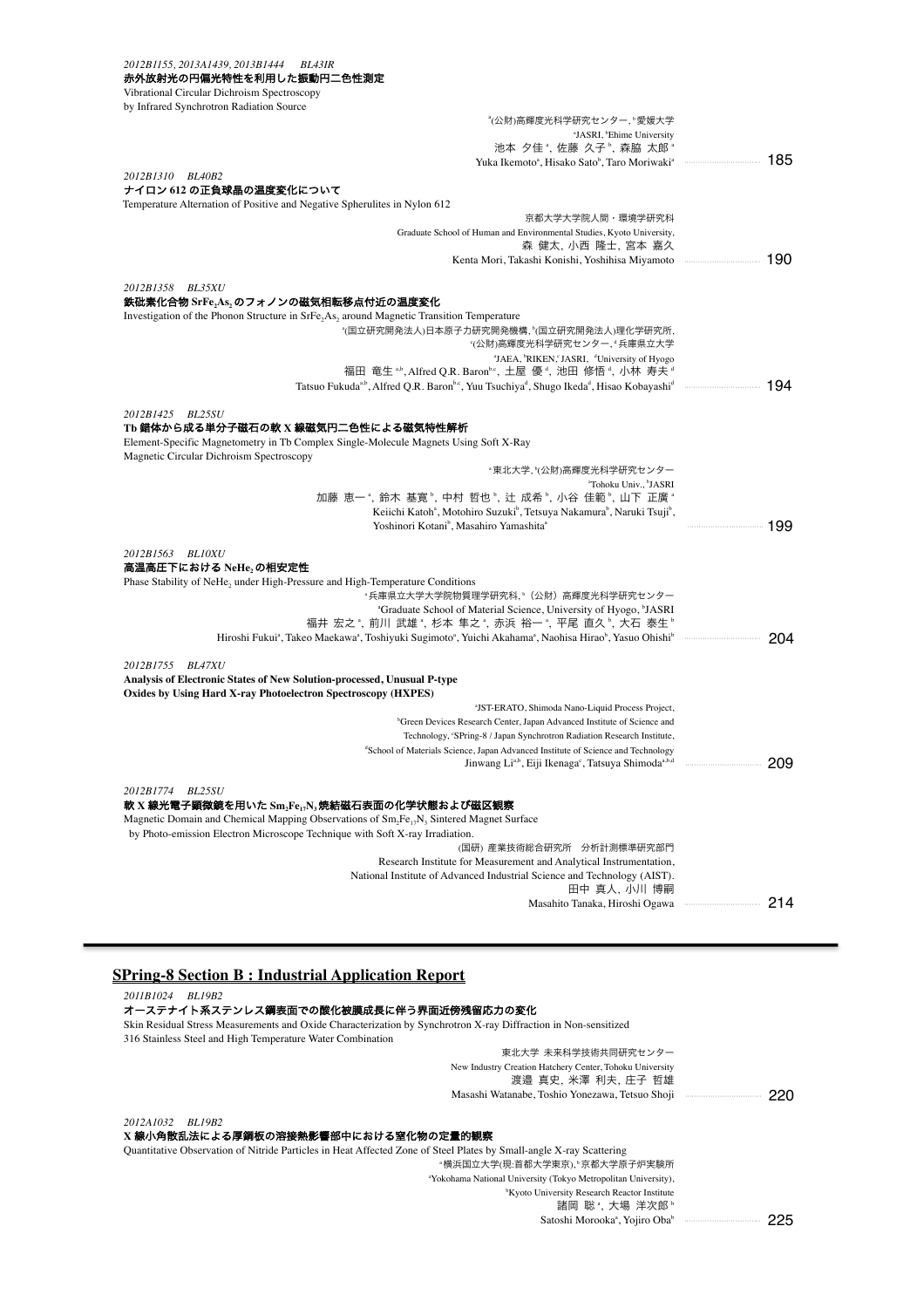*2012B1155, 2013A1439, 2013B1444　BL43IR*
**赤外放射光の円偏光特性を利用した振動円二色性測定**
Vibrational Circular Dichroism Spectroscopy
by Infrared Synchrotron Radiation Source

[a](公財)高輝度光科学研究センター, [b]愛媛大学
[a]JASRI, [b]Ehime University
池本 夕佳 [a], 佐藤 久子 [b], 森脇 太郎 [a]
Yuka Ikemoto[a], Hisako Sato[b], Taro Moriwaki[a] ........ 185

*2012B1310　BL40B2*
**ナイロン 612 の正負球晶の温度変化について**
Temperature Alternation of Positive and Negative Spherulites in Nylon 612

京都大学大学院人間・環境学研究科
Graduate School of Human and Environmental Studies, Kyoto University,
森 健太, 小西 隆士, 宮本 嘉久
Kenta Mori, Takashi Konishi, Yoshihisa Miyamoto ........ 190

*2012B1358　BL35XU*
**鉄砒素化合物 $SrFe_2As_2$ のフォノンの磁気相転移点付近の温度変化**
Investigation of the Phonon Structure in $SrFe_2As_2$ around Magnetic Transition Temperature

[a](国立研究開発法人)日本原子力研究開発機構, [b](国立研究開発法人)理化学研究所,
[c](公財)高輝度光科学研究センター, [d]兵庫県立大学
[a]JAEA, [b]RIKEN, [c]JASRI, [d]University of Hyogo
福田 竜生 [a,b], Alfred Q.R. Baron[b,c], 土屋 優 [d], 池田 修悟 [d], 小林 寿夫 [d]
Tatsuo Fukuda[a,b], Alfred Q.R. Baron[b,c], Yuu Tsuchiya[d], Shugo Ikeda[d], Hisao Kobayashi[d] ........ 194

*2012B1425　BL25SU*
**Tb 錯体から成る単分子磁石の軟 X 線磁気円二色性による磁気特性解析**
Element-Specific Magnetometry in Tb Complex Single-Molecule Magnets Using Soft X-Ray
Magnetic Circular Dichroism Spectroscopy

[a]東北大学, [b](公財)高輝度光科学研究センター
[a]Tohoku Univ., [b]JASRI
加藤 恵一 [a], 鈴木 基寛 [b], 中村 哲也 [b], 辻 成希 [b], 小谷 佳範 [b], 山下 正廣 [a]
Keiichi Katoh[a], Motohiro Suzuki[b], Tetsuya Nakamura[b], Naruki Tsuji[b],
Yoshinori Kotani[b], Masahiro Yamashita[a] ........ 199

*2012B1563　BL10XU*
**高温高圧下における $NeHe_2$ の相安定性**
Phase Stability of $NeHe_2$ under High-Pressure and High-Temperature Conditions

[a]兵庫県立大学大学院物質理学研究科, [b]（公財）高輝度光科学研究センター
[a]Graduate School of Material Science, University of Hyogo, [b]JASRI
福井 宏之 [a], 前川 武雄 [a], 杉本 隼之 [a], 赤浜 裕一 [a], 平尾 直久 [b], 大石 泰生 [b]
Hiroshi Fukui[a], Takeo Maekawa[a], Toshiyuki Sugimoto[a], Yuichi Akahama[a], Naohisa Hirao[b], Yasuo Ohishi[b] ........ 204

*2012B1755　BL47XU*
**Analysis of Electronic States of New Solution-processed, Unusual P-type Oxides by Using Hard X-ray Photoelectron Spectroscopy (HXPES)**

[a]JST-ERATO, Shimoda Nano-Liquid Process Project,
[b]Green Devices Research Center, Japan Advanced Institute of Science and Technology, [c]SPring-8 / Japan Synchrotron Radiation Research Institute,
[d]School of Materials Science, Japan Advanced Institute of Science and Technology
Jinwang Li[a,b], Eiji Ikenaga[c], Tatsuya Shimoda[a,b,d] ........ 209

*2012B1774　BL25SU*
**軟 X 線光電子顕微鏡を用いた $Sm_2Fe_{17}N_3$ 焼結磁石表面の化学状態および磁区観察**
Magnetic Domain and Chemical Mapping Observations of $Sm_2Fe_{17}N_3$ Sintered Magnet Surface
by Photo-emission Electron Microscope Technique with Soft X-ray Irradiation.

(国研) 産業技術総合研究所　分析計測標準研究部門
Research Institute for Measurement and Analytical Instrumentation,
National Institute of Advanced Industrial Science and Technology (AIST).
田中 真人, 小川 博嗣
Masahito Tanaka, Hiroshi Ogawa ........ 214

## SPring-8 Section B : Industrial Application Report

*2011B1024　BL19B2*
**オーステナイト系ステンレス鋼表面での酸化被膜成長に伴う界面近傍残留応力の変化**
Skin Residual Stress Measurements and Oxide Characterization by Synchrotron X-ray Diffraction in Non-sensitized
316 Stainless Steel and High Temperature Water Combination

東北大学 未来科学技術共同研究センター
New Industry Creation Hatchery Center, Tohoku University
渡邉 真史, 米澤 利夫, 庄子 哲雄
Masashi Watanabe, Toshio Yonezawa, Tetsuo Shoji ........ 220

*2012A1032　BL19B2*
**X 線小角散乱法による厚鋼板の溶接熱影響部中における窒化物の定量的観察**
Quantitative Observation of Nitride Particles in Heat Affected Zone of Steel Plates by Small-angle X-ray Scattering

[a]横浜国立大学(現:首都大学東京), [b]京都大学原子炉実験所
[a]Yokohama National University (Tokyo Metropolitan University),
[b]Kyoto University Research Reactor Institute
諸岡 聡 [a], 大場 洋次郎 [b]
Satoshi Morooka[a], Yojiro Oba[b] ........ 225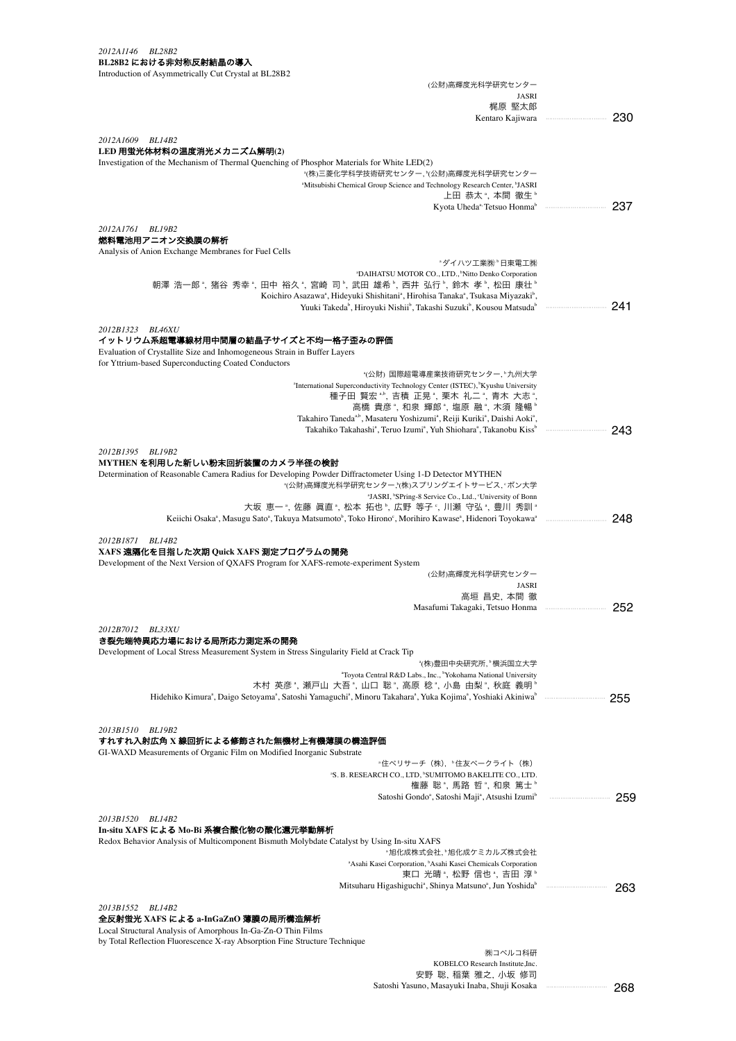*2012A1146　BL28B2*

**BL28B2 における非対称反射結晶の導入**

Introduction of Asymmetrically Cut Crystal at BL28B2

(公財)高輝度光科学研究センター
JASRI
梶原 堅太郎
Kentaro Kajiwara ……………… 230

*2012A1609　BL14B2*

**LED 用蛍光体材料の温度消光メカニズム解明(2)**

Investigation of the Mechanism of Thermal Quenching of Phosphor Materials for White LED(2)

[a](株)三菱化学科学技術研究センター, [b](公財)高輝度光科学研究センター
[a]Mitsubishi Chemical Group Science and Technology Research Center, [b]JASRI
上田 恭太[a], 本間 徹生[b]
Kyota Uheda[a], Tetsuo Honma[b] ……………… 237

*2012A1761　BL19B2*

**燃料電池用アニオン交換膜の解析**

Analysis of Anion Exchange Membranes for Fuel Cells

[a]ダイハツ工業㈱ [b]日東電工㈱
[a]DAIHATSU MOTOR CO., LTD., [b]Nitto Denko Corporation
朝澤 浩一郎[a], 猪谷 秀幸[a], 田中 裕久[a], 宮崎 司[b], 武田 雄希[b], 西井 弘行[b], 鈴木 孝[b], 松田 康壮[b]
Koichiro Asazawa[a], Hideyuki Shishitani[a], Hirohisa Tanaka[a], Tsukasa Miyazaki[b],
Yuuki Takeda[b], Hiroyuki Nishii[b], Takashi Suzuki[b], Kousou Matsuda[b] ……………… 241

*2012B1323　BL46XU*

**イットリウム系超電導線材用中間層の結晶子サイズと不均一格子歪みの評価**

Evaluation of Crystallite Size and Inhomogeneous Strain in Buffer Layers
for Yttrium-based Superconducting Coated Conductors

[a](公財) 国際超電導産業技術研究センター, [b]九州大学
[a]International Superconductivity Technology Center (ISTEC), [b]Kyushu University
種子田 賢宏[a,b], 吉積 正晃[a], 栗木 礼二[a], 青木 大志[a],
高橋 貴彦[a], 和泉 輝郎[a], 塩原 融[a], 木須 隆暢[b]
Takahiro Taneda[a,b], Masateru Yoshizumi[a], Reiji Kuriki[a], Daishi Aoki[a],
Takahiko Takahashi[a], Teruo Izumi[a], Yuh Shiohara[a], Takanobu Kiss[b] ……………… 243

*2012B1395　BL19B2*

**MYTHEN を利用した新しい粉末回折装置のカメラ半径の検討**

Determination of Reasonable Camera Radius for Developing Powder Diffractometer Using 1-D Detector MYTHEN

[a](公財)高輝度光科学研究センター, [b](株)スプリングエイトサービス, [c]ボン大学
[a]JASRI, [b]SPring-8 Service Co., Ltd., [c]University of Bonn
大坂 恵一[a], 佐藤 眞直[a], 松本 拓也[b], 広野 等子[c], 川瀬 守弘[a], 豊川 秀訓[a]
Keiichi Osaka[a], Masugu Sato[a], Takuya Matsumoto[b], Toko Hirono[c], Morihiro Kawase[a], Hidenori Toyokawa[a] ……………… 248

*2012B1871　BL14B2*

**XAFS 遠隔化を目指した次期 Quick XAFS 測定プログラムの開発**

Development of the Next Version of QXAFS Program for XAFS-remote-experiment System

(公財)高輝度光科学研究センター
JASRI
高垣 昌史, 本間 徹
Masafumi Takagaki, Tetsuo Honma ……………… 252

*2012B7012　BL33XU*

**き裂先端特異応力場における局所応力測定系の開発**

Development of Local Stress Measurement System in Stress Singularity Field at Crack Tip

[a](株)豊田中央研究所, [b]横浜国立大学
[a]Toyota Central R&D Labs., Inc., [b]Yokohama National University
木村 英彦[a], 瀬戸山 大吾[a], 山口 聡[a], 高原 稔[a], 小島 由梨[a], 秋庭 義明[b]
Hidehiko Kimura[a], Daigo Setoyama[a], Satoshi Yamaguchi[a], Minoru Takahara[a], Yuka Kojima[a], Yoshiaki Akiniwa[b] ……………… 255

*2013B1510　BL19B2*

**すれすれ入射広角 X 線回折による修飾された無機材上有機薄膜の構造評価**

GI-WAXD Measurements of Organic Film on Modified Inorganic Substrate

[a]住べリサーチ（株）, [b]住友ベークライト（株）
[a]S. B. RESEARCH CO., LTD, [b]SUMITOMO BAKELITE CO., LTD.
権藤 聡[a], 馬路 哲[a], 和泉 篤士[b]
Satoshi Gondo[a], Satoshi Maji[a], Atsushi Izumi[b] ……………… 259

*2013B1520　BL14B2*

**In-situ XAFS による Mo-Bi 系複合酸化物の酸化還元挙動解析**

Redox Behavior Analysis of Multicomponent Bismuth Molybdate Catalyst by Using In-situ XAFS

[a]旭化成株式会社, [b]旭化成ケミカルズ株式会社
[a]Asahi Kasei Corporation, [b]Asahi Kasei Chemicals Corporation
東口 光晴[a], 松野 信也[a], 吉田 淳[b]
Mitsuharu Higashiguchi[a], Shinya Matsuno[a], Jun Yoshida[b] ……………… 263

*2013B1552　BL14B2*

**全反射蛍光 XAFS による a-InGaZnO 薄膜の局所構造解析**

Local Structural Analysis of Amorphous In-Ga-Zn-O Thin Films
by Total Reflection Fluorescence X-ray Absorption Fine Structure Technique

㈱コベルコ科研
KOBELCO Research Institute,Inc.
安野 聡, 稲葉 雅之, 小坂 修司
Satoshi Yasuno, Masayuki Inaba, Shuji Kosaka ……………… 268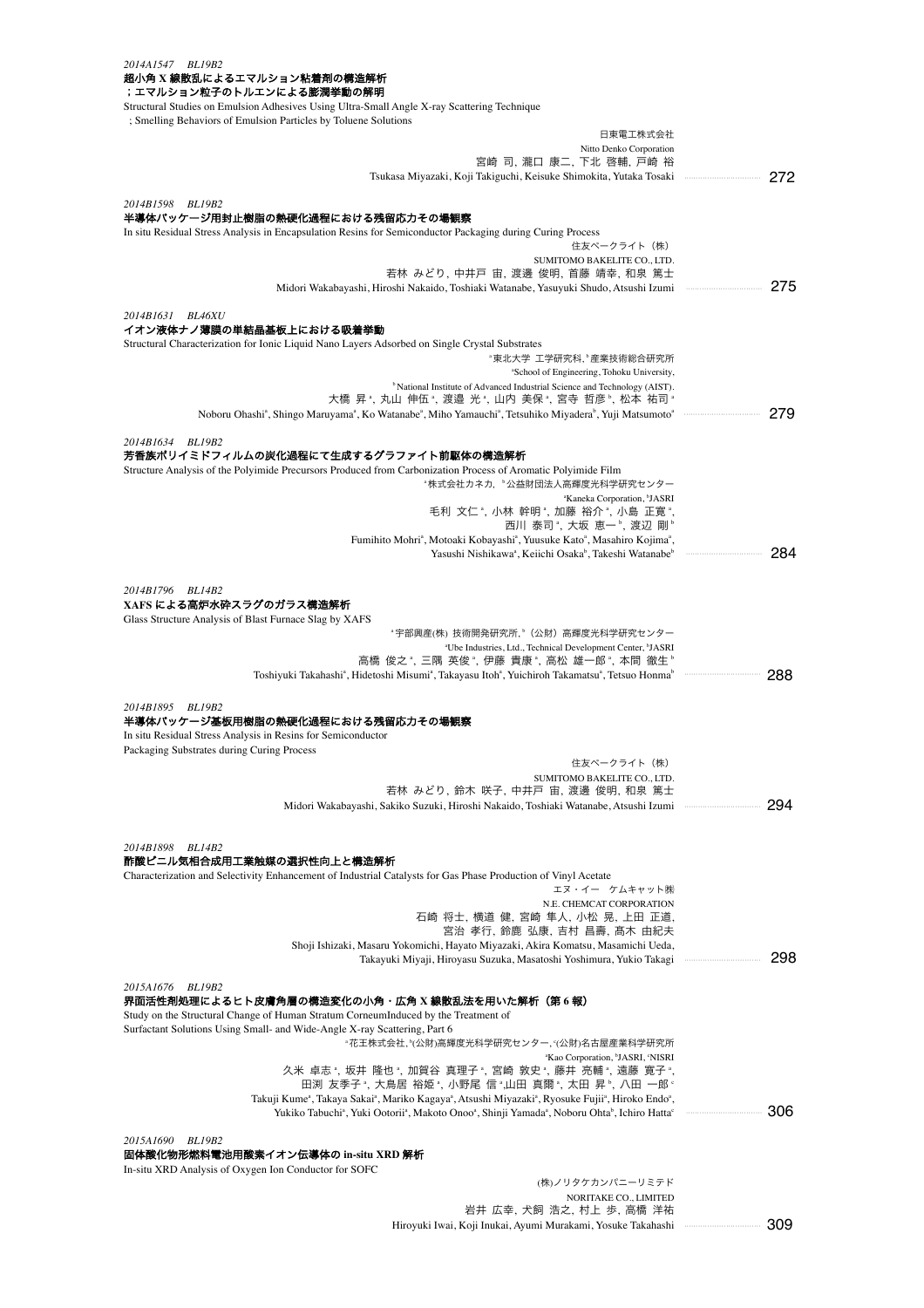*2014A1547　BL19B2*

**超小角 X 線散乱によるエマルション粘着剤の構造解析**
**；エマルション粒子のトルエンによる膨潤挙動の解明**

Structural Studies on Emulsion Adhesives Using Ultra-Small Angle X-ray Scattering Technique
; Smelling Behaviors of Emulsion Particles by Toluene Solutions

日東電工株式会社
Nitto Denko Corporation
宮崎 司, 瀧口 康二, 下北 啓輔, 戸崎 裕
Tsukasa Miyazaki, Koji Takiguchi, Keisuke Shimokita, Yutaka Tosaki ……… 272

*2014B1598　BL19B2*

**半導体パッケージ用封止樹脂の熱硬化過程における残留応力その場観察**

In situ Residual Stress Analysis in Encapsulation Resins for Semiconductor Packaging during Curing Process

住友ベークライト（株）
SUMITOMO BAKELITE CO., LTD.
若林 みどり, 中井戸 宙, 渡邊 俊明, 首藤 靖幸, 和泉 篤士
Midori Wakabayashi, Hiroshi Nakaido, Toshiaki Watanabe, Yasuyuki Shudo, Atsushi Izumi ……… 275

*2014B1631　BL46XU*

**イオン液体ナノ薄膜の単結晶基板上における吸着挙動**

Structural Characterization for Ionic Liquid Nano Layers Adsorbed on Single Crystal Substrates

[a]東北大学 工学研究科, [b]産業技術総合研究所
[a]School of Engineering, Tohoku University,
[b]National Institute of Advanced Industrial Science and Technology (AIST).
大橋 昇[a], 丸山 伸伍[a], 渡邉 光[a], 山内 美保[a], 宮寺 哲彦[b], 松本 祐司[a]
Noboru Ohashi[a], Shingo Maruyama[a], Ko Watanabe[a], Miho Yamauchi[a], Tetsuhiko Miyadera[b], Yuji Matsumoto[a] ……… 279

*2014B1634　BL19B2*

**芳香族ポリイミドフィルムの炭化過程にて生成するグラファイト前駆体の構造解析**

Structure Analysis of the Polyimide Precursors Produced from Carbonization Process of Aromatic Polyimide Film

[a]株式会社カネカ, [b]公益財団法人高輝度光科学研究センター
[a]Kaneka Corporation, [b]JASRI
毛利 文仁[a], 小林 幹明[a], 加藤 裕介[a], 小島 正寛[a],
西川 泰司[a], 大坂 恵一[b], 渡辺 剛[b]
Fumihito Mohri[a], Motoaki Kobayashi[a], Yuusuke Kato[a], Masahiro Kojima[a],
Yasushi Nishikawa[a], Keiichi Osaka[b], Takeshi Watanabe[b] ……… 284

*2014B1796　BL14B2*

**XAFS による高炉水砕スラグのガラス構造解析**

Glass Structure Analysis of Blast Furnace Slag by XAFS

[a]宇部興産(株) 技術開発研究所, [b]（公財）高輝度光科学研究センター
[a]Ube Industries, Ltd., Technical Development Center, [b]JASRI
高橋 俊之[a], 三隅 英俊[a], 伊藤 貴康[a], 高松 雄一郎[a], 本間 徹生[b]
Toshiyuki Takahashi[a], Hidetoshi Misumi[a], Takayasu Itoh[a], Yuichiroh Takamatsu[a], Tetsuo Honma[b] ……… 288

*2014B1895　BL19B2*

**半導体パッケージ基板用樹脂の熱硬化過程における残留応力その場観察**

In situ Residual Stress Analysis in Resins for Semiconductor
Packaging Substrates during Curing Process

住友ベークライト（株）
SUMITOMO BAKELITE CO., LTD.
若林 みどり, 鈴木 咲子, 中井戸 宙, 渡邊 俊明, 和泉 篤士
Midori Wakabayashi, Sakiko Suzuki, Hiroshi Nakaido, Toshiaki Watanabe, Atsushi Izumi ……… 294

*2014B1898　BL14B2*

**酢酸ビニル気相合成用工業触媒の選択性向上と構造解析**

Characterization and Selectivity Enhancement of Industrial Catalysts for Gas Phase Production of Vinyl Acetate

エヌ・イー　ケムキャット㈱
N.E. CHEMCAT CORPORATION
石崎 将士, 横道 健, 宮崎 隼人, 小松 晃, 上田 正道,
宮治 孝行, 鈴鹿 弘康, 吉村 昌壽, 髙木 由紀夫
Shoji Ishizaki, Masaru Yokomichi, Hayato Miyazaki, Akira Komatsu, Masamichi Ueda,
Takayuki Miyaji, Hiroyasu Suzuka, Masatoshi Yoshimura, Yukio Takagi ……… 298

*2015A1676　BL19B2*

**界面活性剤処理によるヒト皮膚角層の構造変化の小角・広角 X 線散乱法を用いた解析（第 6 報）**

Study on the Structural Change of Human Stratum CorneumInduced by the Treatment of
Surfactant Solutions Using Small- and Wide-Angle X-ray Scattering, Part 6

[a]花王株式会社, [b](公財)高輝度光科学研究センター, [c](公財)名古屋産業科学研究所
[a]Kao Corporation, [b]JASRI, [c]NISRI
久米 卓志[a], 坂井 隆也[a], 加賀谷 真理子[a], 宮崎 敦史[a], 藤井 亮輔[a], 遠藤 寛子[a],
田渕 友季子[a], 大鳥居 裕姫[a], 小野尾 信[a],山田 真爾[a], 太田 昇[b], 八田 一郎[c]
Takuji Kume[a], Takaya Sakai[a], Mariko Kagaya[a], Atsushi Miyazaki[a], Ryosuke Fujii[a], Hiroko Endo[a],
Yukiko Tabuchi[a], Yuki Ootorii[a], Makoto Onoo[a], Shinji Yamada[a], Noboru Ohta[b], Ichiro Hatta[c] ……… 306

*2015A1690　BL19B2*

**固体酸化物形燃料電池用酸素イオン伝導体の in-situ XRD 解析**

In-situ XRD Analysis of Oxygen Ion Conductor for SOFC

(株)ノリタケカンパニーリミテド
NORITAKE CO., LIMITED
岩井 広幸, 犬飼 浩之, 村上 歩, 高橋 洋祐
Hiroyuki Iwai, Koji Inukai, Ayumi Murakami, Yosuke Takahashi ……… 309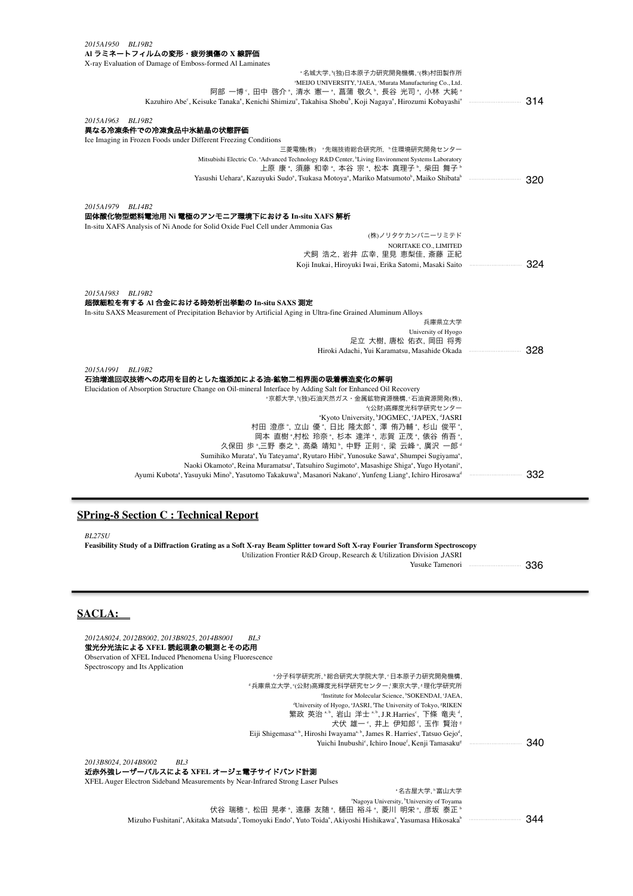*2015A1950 BL19B2*
**Al ラミネートフィルムの変形・疲労損傷の X 線評価**
X-ray Evaluation of Damage of Emboss-formed Al Laminates

[a]名城大学, [b](独)日本原子力研究開発機構, [c](株)村田製作所
[a]MEIJO UNIVERSITY, [b]JAEA, [c]Murata Manufacturing Co., Ltd.
阿部 一博[c], 田中 啓介[a], 清水 憲一[a], 菖蒲 敬久[b], 長谷 光司[a], 小林 大純[a]
Kazuhiro Abe[c], Keisuke Tanaka[a], Kenichi Shimizu[a], Takahisa Shobu[b], Koji Nagaya[a], Hirozumi Kobayashi[a] ..... 314

*2015A1963 BL19B2*
**異なる冷凍条件での冷凍食品中氷結晶の状態評価**
Ice Imaging in Frozen Foods under Different Freezing Conditions

三菱電機(株) [a]先端技術総合研究所, [b]住環境研究開発センター
Mitsubishi Electric Co. [a]Advanced Technology R&D Center, [b]Living Environment Systems Laboratory
上原 康[a], 須藤 和幸[a], 本谷 宗[a], 松本 真理子[b], 柴田 舞子[b]
Yasushi Uehara[a], Kazuyuki Sudo[a], Tsukasa Motoya[a], Mariko Matsumoto[b], Maiko Shibata[b] ..... 320

*2015A1979 BL14B2*
**固体酸化物型燃料電池用 Ni 電極のアンモニア環境下における In-situ XAFS 解析**
In-situ XAFS Analysis of Ni Anode for Solid Oxide Fuel Cell under Ammonia Gas

(株)ノリタケカンパニーリミテド
NORITAKE CO., LIMITED
犬飼 浩之, 岩井 広幸, 里見 恵梨佳, 斎藤 正紀
Koji Inukai, Hiroyuki Iwai, Erika Satomi, Masaki Saito ..... 324

*2015A1983 BL19B2*
**超微細粒を有する Al 合金における時効析出挙動の In-situ SAXS 測定**
In-situ SAXS Measurement of Precipitation Behavior by Artificial Aging in Ultra-fine Grained Aluminum Alloys

兵庫県立大学
University of Hyogo
足立 大樹, 唐松 佑衣, 岡田 将秀
Hiroki Adachi, Yui Karamatsu, Masahide Okada ..... 328

*2015A1991 BL19B2*
**石油増進回収技術への応用を目的とした塩添加による油-鉱物二相界面の吸着構造変化の解明**
Elucidation of Absorption Structure Change on Oil-mineral Interface by Adding Salt for Enhanced Oil Recovery

[a]京都大学, [b](独)石油天然ガス・金属鉱物資源機構, [c]石油資源開発(株), [d](公財)高輝度光科学研究センター
[a]Kyoto University, [b]JOGMEC, [c]JAPEX, [d]JASRI
村田 澄彦[a], 立山 優[a], 日比 隆太郎[a], 澤 侑乃輔[a], 杉山 俊平[a], 岡本 直樹[a], 村松 玲奈[a], 杉本 達洋[a], 志賀 正茂[a], 俵谷 侑吾[a], 久保田 歩[a], 三野 泰之[b], 高桑 靖知[b], 中野 正則[c], 梁 云峰[a], 廣沢 一郎[d]
Sumihiko Murata[a], Yu Tateyama[a], Ryutaro Hibi[a], Yunosuke Sawa[a], Shumpei Sugiyama[a], Naoki Okamoto[a], Reina Muramatsu[a], Tatsuhiro Sugimoto[a], Masashige Shiga[a], Yugo Hyotani[a], Ayumi Kubota[a], Yasuyuki Mino[b], Yasutomo Takakuwa[b], Masanori Nakano[c], Yunfeng Liang[a], Ichiro Hirosawa[d] ..... 332

## SPring-8 Section C : Technical Report

*BL27SU*
**Feasibility Study of a Diffraction Grating as a Soft X-ray Beam Splitter toward Soft X-ray Fourier Transform Spectroscopy**

Utilization Frontier R&D Group, Research & Utilization Division ,JASRI
Yusuke Tamenori ..... 336

## SACLA:

*2012A8024, 2012B8002, 2013B8025, 2014B8001 BL3*
**蛍光分光法による XFEL 誘起現象の観測とその応用**
Observation of XFEL Induced Phenomena Using Fluorescence Spectroscopy and Its Application

[a]分子科学研究所, [b]総合研究大学院大学, [c]日本原子力研究開発機構, [d]兵庫県立大学, [e](公財)高輝度光科学研究センター, [f]東京大学, [g]理化学研究所
[a]Institute for Molecular Science, [b]SOKENDAI, [c]JAEA, [d]University of Hyogo, [e]JASRI, [f]The University of Tokyo, [g]RIKEN
繁政 英治[a, b], 岩山 洋士[a, b], J.R.Harries[c], 下條 竜夫[d], 犬伏 雄一[e], 井上 伊知郎[f], 玉作 賢治[g]
Eiji Shigemasa[a, b], Hiroshi Iwayama[a, b], James R. Harries[c], Tatsuo Gejo[d], Yuichi Inubushi[e], Ichiro Inoue[f], Kenji Tamasaku[g] ..... 340

*2013B8024, 2014B8002 BL3*
**近赤外強レーザーパルスによる XFEL オージェ電子サイドバンド計測**
XFEL Auger Electron Sideband Measurements by Near-Infrared Strong Laser Pulses

[a]名古屋大学, [b]富山大学
[a]Nagoya University, [b]University of Toyama
伏谷 瑞穂[a], 松田 晃孝[a], 遠藤 友随[a], 樋田 裕斗[a], 菱川 明栄[a], 彦坂 泰正[b]
Mizuho Fushitani[a], Akitaka Matsuda[a], Tomoyuki Endo[a], Yuto Toida[a], Akiyoshi Hishikawa[a], Yasumasa Hikosaka[b] ..... 344